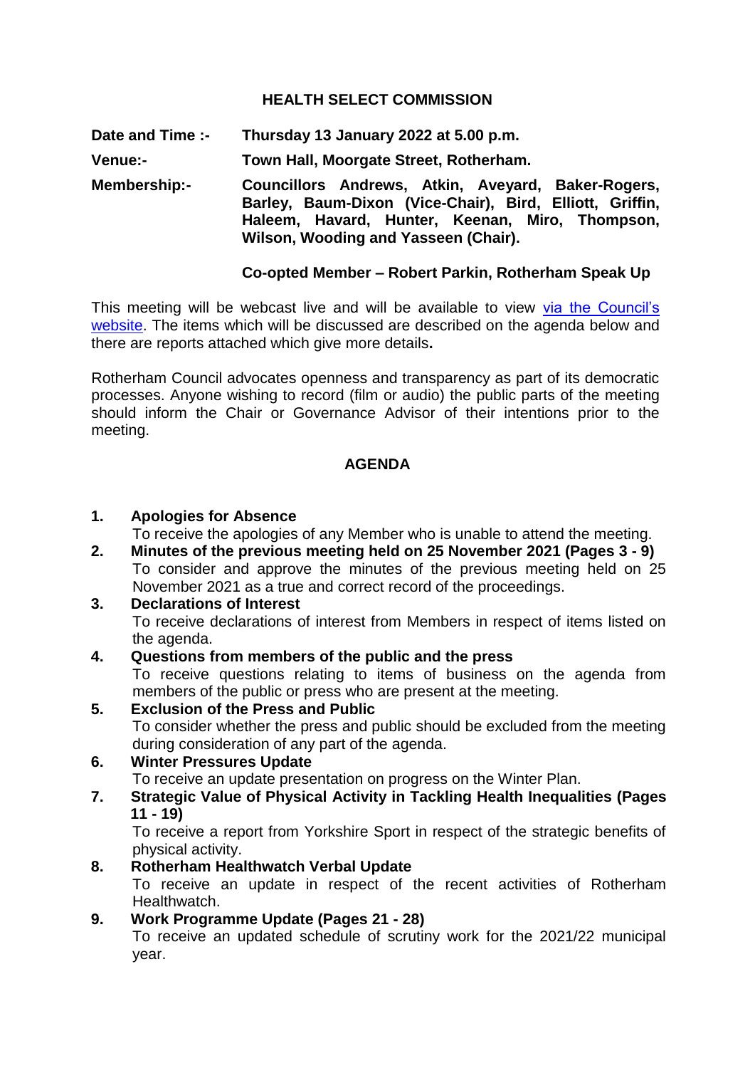# HEALTH SELECT COMMISSION

**Date and Time :-** **Thursday 13 January 2022 at 5.00 p.m.**

**Venue:-** **Town Hall, Moorgate Street, Rotherham.**

**Membership:-** **Councillors Andrews, Atkin, Aveyard, Baker-Rogers, Barley, Baum-Dixon (Vice-Chair), Bird, Elliott, Griffin, Haleem, Havard, Hunter, Keenan, Miro, Thompson, Wilson, Wooding and Yasseen (Chair).**

**Co-opted Member – Robert Parkin, Rotherham Speak Up**

This meeting will be webcast live and will be available to view via the Council's website. The items which will be discussed are described on the agenda below and there are reports attached which give more details**.**

Rotherham Council advocates openness and transparency as part of its democratic processes. Anyone wishing to record (film or audio) the public parts of the meeting should inform the Chair or Governance Advisor of their intentions prior to the meeting.

## AGENDA

**1. Apologies for Absence**
To receive the apologies of any Member who is unable to attend the meeting.

**2. Minutes of the previous meeting held on 25 November 2021 (Pages 3 - 9)**
To consider and approve the minutes of the previous meeting held on 25 November 2021 as a true and correct record of the proceedings.

**3. Declarations of Interest**
To receive declarations of interest from Members in respect of items listed on the agenda.

**4. Questions from members of the public and the press**
To receive questions relating to items of business on the agenda from members of the public or press who are present at the meeting.

**5. Exclusion of the Press and Public**
To consider whether the press and public should be excluded from the meeting during consideration of any part of the agenda.

**6. Winter Pressures Update**
To receive an update presentation on progress on the Winter Plan.

**7. Strategic Value of Physical Activity in Tackling Health Inequalities (Pages 11 - 19)**
To receive a report from Yorkshire Sport in respect of the strategic benefits of physical activity.

**8. Rotherham Healthwatch Verbal Update**
To receive an update in respect of the recent activities of Rotherham Healthwatch.

**9. Work Programme Update (Pages 21 - 28)**
To receive an updated schedule of scrutiny work for the 2021/22 municipal year.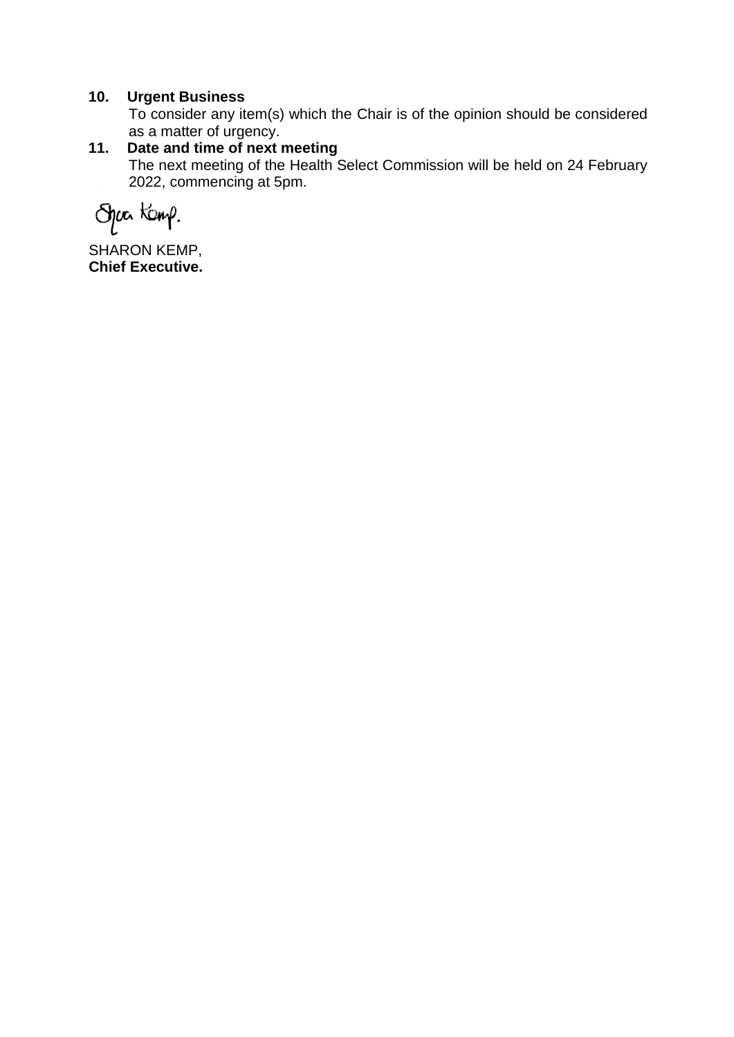**10. Urgent Business**

To consider any item(s) which the Chair is of the opinion should be considered as a matter of urgency.

**11. Date and time of next meeting**

The next meeting of the Health Select Commission will be held on 24 February 2022, commencing at 5pm.

SHARON KEMP,
**Chief Executive.**